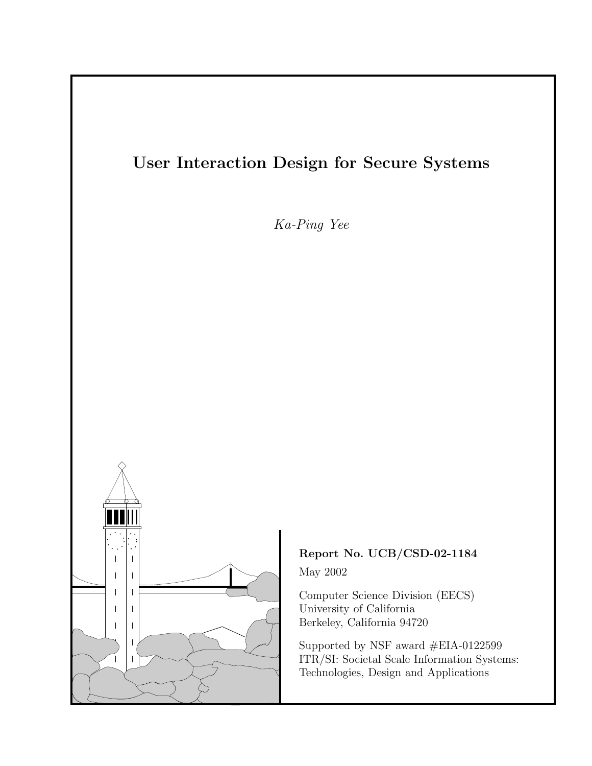# User Interaction Design for Secure Systems

*Ka-Ping Yee*

**Report No. UCB/CSD-02-1184**

May 2002

Computer Science Division (EECS)
University of California
Berkeley, California 94720

Supported by NSF award #EIA-0122599
ITR/SI: Societal Scale Information Systems:
Technologies, Design and Applications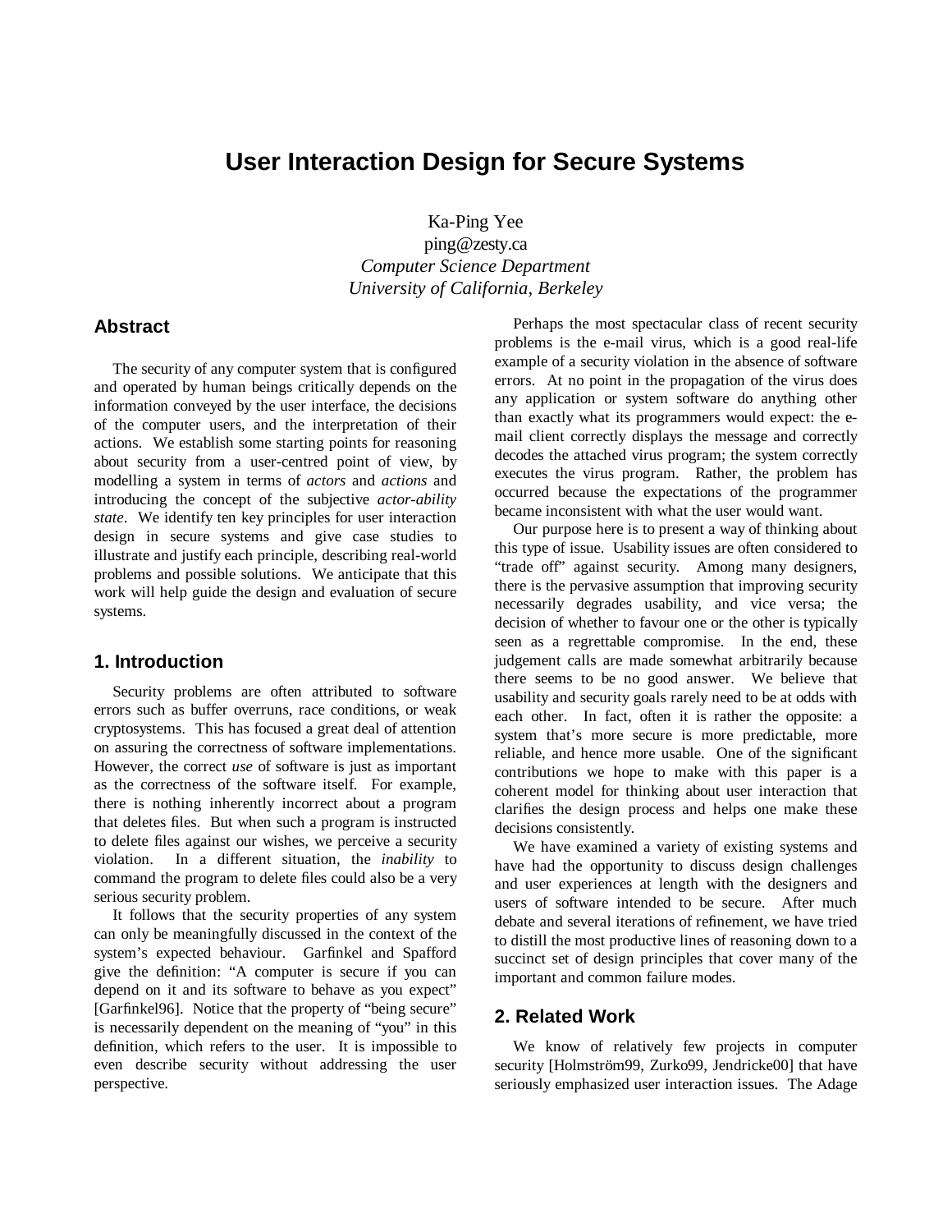# User Interaction Design for Secure Systems

Ka-Ping Yee
ping@zesty.ca
*Computer Science Department*
*University of California, Berkeley*

## Abstract

The security of any computer system that is configured and operated by human beings critically depends on the information conveyed by the user interface, the decisions of the computer users, and the interpretation of their actions. We establish some starting points for reasoning about security from a user-centred point of view, by modelling a system in terms of *actors* and *actions* and introducing the concept of the subjective *actor-ability state*. We identify ten key principles for user interaction design in secure systems and give case studies to illustrate and justify each principle, describing real-world problems and possible solutions. We anticipate that this work will help guide the design and evaluation of secure systems.

## 1. Introduction

Security problems are often attributed to software errors such as buffer overruns, race conditions, or weak cryptosystems. This has focused a great deal of attention on assuring the correctness of software implementations. However, the correct *use* of software is just as important as the correctness of the software itself. For example, there is nothing inherently incorrect about a program that deletes files. But when such a program is instructed to delete files against our wishes, we perceive a security violation. In a different situation, the *inability* to command the program to delete files could also be a very serious security problem.

It follows that the security properties of any system can only be meaningfully discussed in the context of the system's expected behaviour. Garfinkel and Spafford give the definition: "A computer is secure if you can depend on it and its software to behave as you expect" [Garfinkel96]. Notice that the property of "being secure" is necessarily dependent on the meaning of "you" in this definition, which refers to the user. It is impossible to even describe security without addressing the user perspective.

Perhaps the most spectacular class of recent security problems is the e-mail virus, which is a good real-life example of a security violation in the absence of software errors. At no point in the propagation of the virus does any application or system software do anything other than exactly what its programmers would expect: the e-mail client correctly displays the message and correctly decodes the attached virus program; the system correctly executes the virus program. Rather, the problem has occurred because the expectations of the programmer became inconsistent with what the user would want.

Our purpose here is to present a way of thinking about this type of issue. Usability issues are often considered to "trade off" against security. Among many designers, there is the pervasive assumption that improving security necessarily degrades usability, and vice versa; the decision of whether to favour one or the other is typically seen as a regrettable compromise. In the end, these judgement calls are made somewhat arbitrarily because there seems to be no good answer. We believe that usability and security goals rarely need to be at odds with each other. In fact, often it is rather the opposite: a system that's more secure is more predictable, more reliable, and hence more usable. One of the significant contributions we hope to make with this paper is a coherent model for thinking about user interaction that clarifies the design process and helps one make these decisions consistently.

We have examined a variety of existing systems and have had the opportunity to discuss design challenges and user experiences at length with the designers and users of software intended to be secure. After much debate and several iterations of refinement, we have tried to distill the most productive lines of reasoning down to a succinct set of design principles that cover many of the important and common failure modes.

## 2. Related Work

We know of relatively few projects in computer security [Holmström99, Zurko99, Jendricke00] that have seriously emphasized user interaction issues. The Adage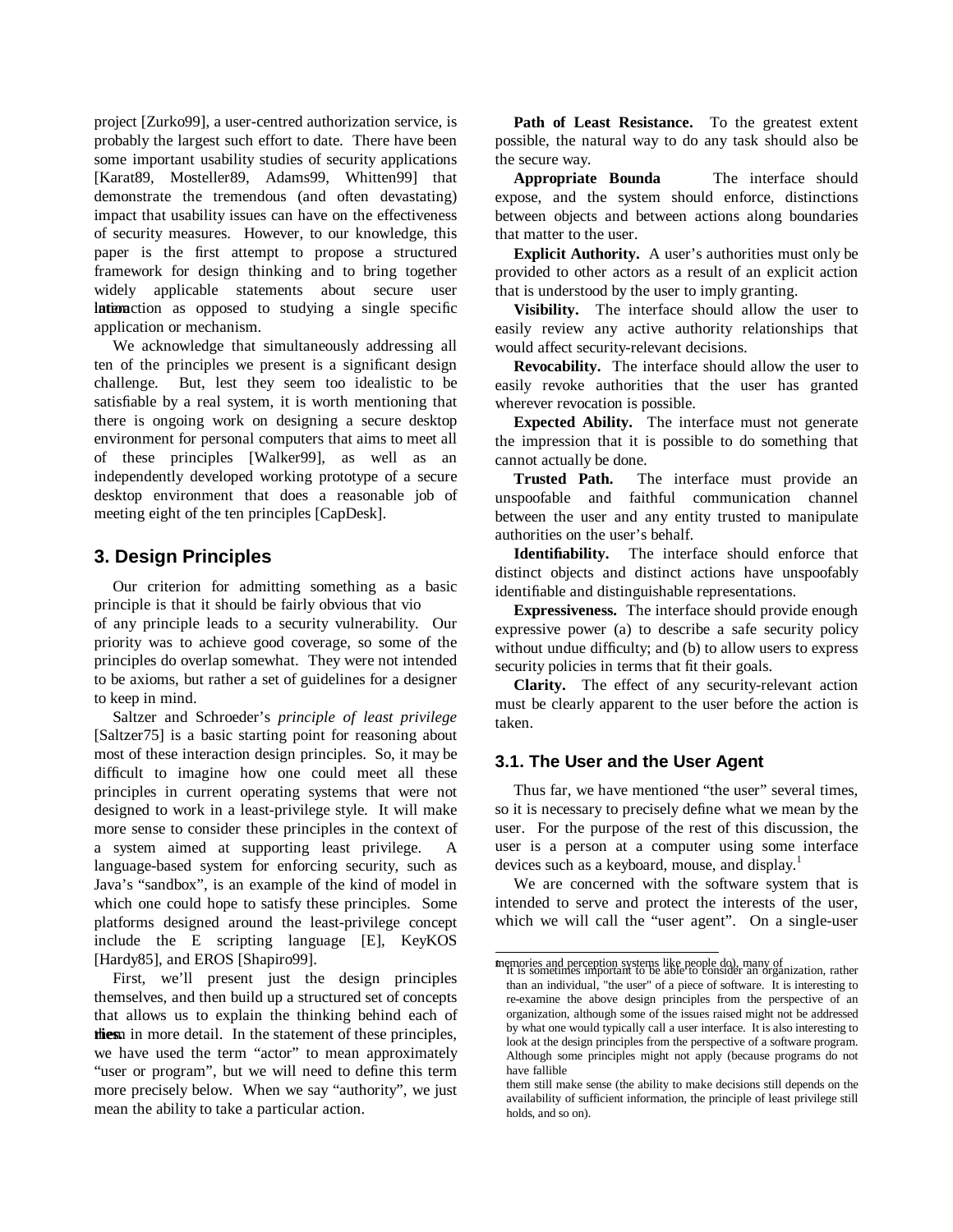project [Zurko99], a user-centred authorization service, is probably the largest such effort to date. There have been some important usability studies of security applications [Karat89, Mosteller89, Adams99, Whitten99] that demonstrate the tremendous (and often devastating) impact that usability issues can have on the effectiveness of security measures. However, to our knowledge, this paper is the first attempt to propose a structured framework for design thinking and to bring together widely applicable statements about secure user interaction as opposed to studying a single specific application or mechanism.

We acknowledge that simultaneously addressing all ten of the principles we present is a significant design challenge. But, lest they seem too idealistic to be satisfiable by a real system, it is worth mentioning that there is ongoing work on designing a secure desktop environment for personal computers that aims to meet all of these principles [Walker99], as well as an independently developed working prototype of a secure desktop environment that does a reasonable job of meeting eight of the ten principles [CapDesk].

## 3. Design Principles

Our criterion for admitting something as a basic principle is that it should be fairly obvious that vio of any principle leads to a security vulnerability. Our priority was to achieve good coverage, so some of the principles do overlap somewhat. They were not intended to be axioms, but rather a set of guidelines for a designer to keep in mind.

Saltzer and Schroeder's *principle of least privilege* [Saltzer75] is a basic starting point for reasoning about most of these interaction design principles. So, it may be difficult to imagine how one could meet all these principles in current operating systems that were not designed to work in a least-privilege style. It will make more sense to consider these principles in the context of a system aimed at supporting least privilege. A language-based system for enforcing security, such as Java's "sandbox", is an example of the kind of model in which one could hope to satisfy these principles. Some platforms designed around the least-privilege concept include the E scripting language [E], KeyKOS [Hardy85], and EROS [Shapiro99].

First, we'll present just the design principles themselves, and then build up a structured set of concepts that allows us to explain the thinking behind each of them in more detail. In the statement of these principles, we have used the term "actor" to mean approximately "user or program", but we will need to define this term more precisely below. When we say "authority", we just mean the ability to take a particular action.

**Path of Least Resistance.** To the greatest extent possible, the natural way to do any task should also be the secure way.

**Appropriate Bounda** The interface should expose, and the system should enforce, distinctions between objects and between actions along boundaries that matter to the user.

**Explicit Authority.** A user's authorities must only be provided to other actors as a result of an explicit action that is understood by the user to imply granting.

**Visibility.** The interface should allow the user to easily review any active authority relationships that would affect security-relevant decisions.

**Revocability.** The interface should allow the user to easily revoke authorities that the user has granted wherever revocation is possible.

**Expected Ability.** The interface must not generate the impression that it is possible to do something that cannot actually be done.

**Trusted Path.** The interface must provide an unspoofable and faithful communication channel between the user and any entity trusted to manipulate authorities on the user's behalf.

**Identifiability.** The interface should enforce that distinct objects and distinct actions have unspoofably identifiable and distinguishable representations.

**Expressiveness.** The interface should provide enough expressive power (a) to describe a safe security policy without undue difficulty; and (b) to allow users to express security policies in terms that fit their goals.

**Clarity.** The effect of any security-relevant action must be clearly apparent to the user before the action is taken.

### 3.1. The User and the User Agent

Thus far, we have mentioned "the user" several times, so it is necessary to precisely define what we mean by the user. For the purpose of the rest of this discussion, the user is a person at a computer using some interface devices such as a keyboard, mouse, and display.[1]

We are concerned with the software system that is intended to serve and protect the interests of the user, which we will call the "user agent". On a single-user

---

[1] It is sometimes important to be able to consider an organization, rather than an individual, "the user" of a piece of software. It is interesting to re-examine the above design principles from the perspective of an organization, although some of the issues raised might not be addressed by what one would typically call a user interface. It is also interesting to look at the design principles from the perspective of a software program. Although some principles might not apply (because programs do not have fallible memories and perception systems like people do), many of them still make sense (the ability to make decisions still depends on the availability of sufficient information, the principle of least privilege still holds, and so on).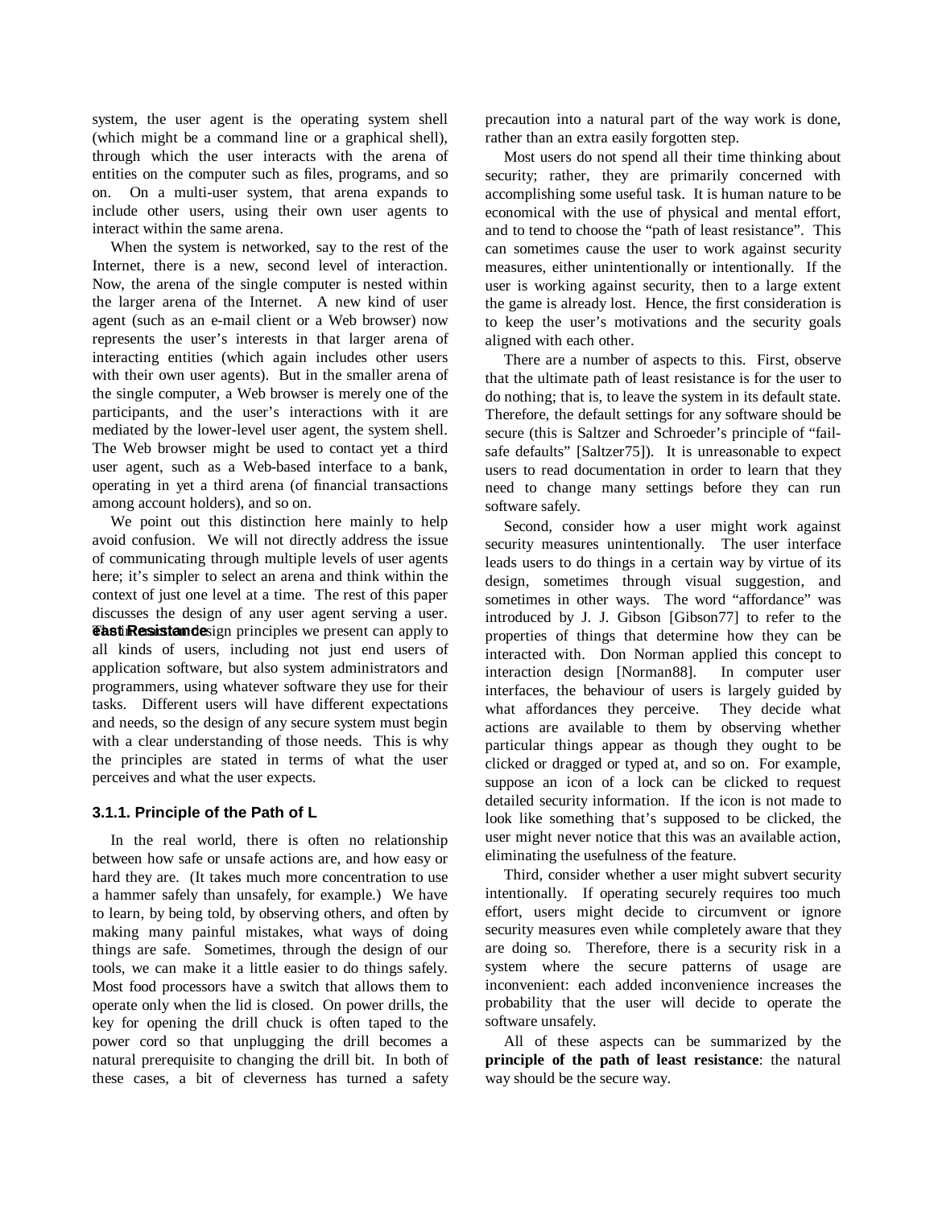system, the user agent is the operating system shell (which might be a command line or a graphical shell), through which the user interacts with the arena of entities on the computer such as files, programs, and so on. On a multi-user system, that arena expands to include other users, using their own user agents to interact within the same arena.

When the system is networked, say to the rest of the Internet, there is a new, second level of interaction. Now, the arena of the single computer is nested within the larger arena of the Internet. A new kind of user agent (such as an e-mail client or a Web browser) now represents the user's interests in that larger arena of interacting entities (which again includes other users with their own user agents). But in the smaller arena of the single computer, a Web browser is merely one of the participants, and the user's interactions with it are mediated by the lower-level user agent, the system shell. The Web browser might be used to contact yet a third user agent, such as a Web-based interface to a bank, operating in yet a third arena (of financial transactions among account holders), and so on.

We point out this distinction here mainly to help avoid confusion. We will not directly address the issue of communicating through multiple levels of user agents here; it's simpler to select an arena and think within the context of just one level at a time. The rest of this paper discusses the design of any user agent serving a user. The interaction design principles we present can apply to all kinds of users, including not just end users of application software, but also system administrators and programmers, using whatever software they use for their tasks. Different users will have different expectations and needs, so the design of any secure system must begin with a clear understanding of those needs. This is why the principles are stated in terms of what the user perceives and what the user expects.

### 3.1.1. Principle of the Path of Least Resistance

In the real world, there is often no relationship between how safe or unsafe actions are, and how easy or hard they are. (It takes much more concentration to use a hammer safely than unsafely, for example.) We have to learn, by being told, by observing others, and often by making many painful mistakes, what ways of doing things are safe. Sometimes, through the design of our tools, we can make it a little easier to do things safely. Most food processors have a switch that allows them to operate only when the lid is closed. On power drills, the key for opening the drill chuck is often taped to the power cord so that unplugging the drill becomes a natural prerequisite to changing the drill bit. In both of these cases, a bit of cleverness has turned a safety precaution into a natural part of the way work is done, rather than an extra easily forgotten step.

Most users do not spend all their time thinking about security; rather, they are primarily concerned with accomplishing some useful task. It is human nature to be economical with the use of physical and mental effort, and to tend to choose the "path of least resistance". This can sometimes cause the user to work against security measures, either unintentionally or intentionally. If the user is working against security, then to a large extent the game is already lost. Hence, the first consideration is to keep the user's motivations and the security goals aligned with each other.

There are a number of aspects to this. First, observe that the ultimate path of least resistance is for the user to do nothing; that is, to leave the system in its default state. Therefore, the default settings for any software should be secure (this is Saltzer and Schroeder's principle of "fail-safe defaults" [Saltzer75]). It is unreasonable to expect users to read documentation in order to learn that they need to change many settings before they can run software safely.

Second, consider how a user might work against security measures unintentionally. The user interface leads users to do things in a certain way by virtue of its design, sometimes through visual suggestion, and sometimes in other ways. The word "affordance" was introduced by J. J. Gibson [Gibson77] to refer to the properties of things that determine how they can be interacted with. Don Norman applied this concept to interaction design [Norman88]. In computer user interfaces, the behaviour of users is largely guided by what affordances they perceive. They decide what actions are available to them by observing whether particular things appear as though they ought to be clicked or dragged or typed at, and so on. For example, suppose an icon of a lock can be clicked to request detailed security information. If the icon is not made to look like something that's supposed to be clicked, the user might never notice that this was an available action, eliminating the usefulness of the feature.

Third, consider whether a user might subvert security intentionally. If operating securely requires too much effort, users might decide to circumvent or ignore security measures even while completely aware that they are doing so. Therefore, there is a security risk in a system where the secure patterns of usage are inconvenient: each added inconvenience increases the probability that the user will decide to operate the software unsafely.

All of these aspects can be summarized by the **principle of the path of least resistance**: the natural way should be the secure way.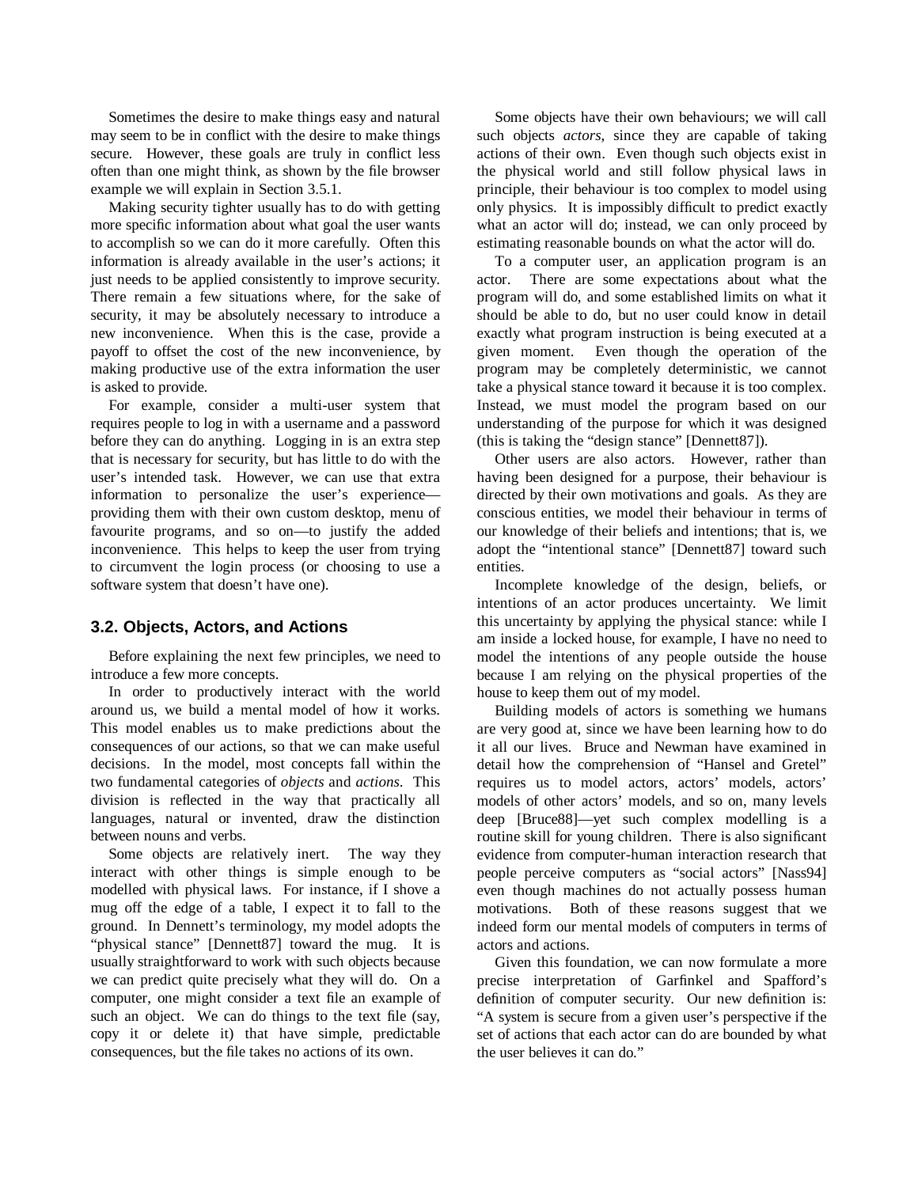Sometimes the desire to make things easy and natural may seem to be in conflict with the desire to make things secure. However, these goals are truly in conflict less often than one might think, as shown by the file browser example we will explain in Section 3.5.1.

Making security tighter usually has to do with getting more specific information about what goal the user wants to accomplish so we can do it more carefully. Often this information is already available in the user's actions; it just needs to be applied consistently to improve security. There remain a few situations where, for the sake of security, it may be absolutely necessary to introduce a new inconvenience. When this is the case, provide a payoff to offset the cost of the new inconvenience, by making productive use of the extra information the user is asked to provide.

For example, consider a multi-user system that requires people to log in with a username and a password before they can do anything. Logging in is an extra step that is necessary for security, but has little to do with the user's intended task. However, we can use that extra information to personalize the user's experience—providing them with their own custom desktop, menu of favourite programs, and so on—to justify the added inconvenience. This helps to keep the user from trying to circumvent the login process (or choosing to use a software system that doesn't have one).

### 3.2. Objects, Actors, and Actions

Before explaining the next few principles, we need to introduce a few more concepts.

In order to productively interact with the world around us, we build a mental model of how it works. This model enables us to make predictions about the consequences of our actions, so that we can make useful decisions. In the model, most concepts fall within the two fundamental categories of *objects* and *actions*. This division is reflected in the way that practically all languages, natural or invented, draw the distinction between nouns and verbs.

Some objects are relatively inert. The way they interact with other things is simple enough to be modelled with physical laws. For instance, if I shove a mug off the edge of a table, I expect it to fall to the ground. In Dennett's terminology, my model adopts the "physical stance" [Dennett87] toward the mug. It is usually straightforward to work with such objects because we can predict quite precisely what they will do. On a computer, one might consider a text file an example of such an object. We can do things to the text file (say, copy it or delete it) that have simple, predictable consequences, but the file takes no actions of its own.

Some objects have their own behaviours; we will call such objects *actors*, since they are capable of taking actions of their own. Even though such objects exist in the physical world and still follow physical laws in principle, their behaviour is too complex to model using only physics. It is impossibly difficult to predict exactly what an actor will do; instead, we can only proceed by estimating reasonable bounds on what the actor will do.

To a computer user, an application program is an actor. There are some expectations about what the program will do, and some established limits on what it should be able to do, but no user could know in detail exactly what program instruction is being executed at a given moment. Even though the operation of the program may be completely deterministic, we cannot take a physical stance toward it because it is too complex. Instead, we must model the program based on our understanding of the purpose for which it was designed (this is taking the "design stance" [Dennett87]).

Other users are also actors. However, rather than having been designed for a purpose, their behaviour is directed by their own motivations and goals. As they are conscious entities, we model their behaviour in terms of our knowledge of their beliefs and intentions; that is, we adopt the "intentional stance" [Dennett87] toward such entities.

Incomplete knowledge of the design, beliefs, or intentions of an actor produces uncertainty. We limit this uncertainty by applying the physical stance: while I am inside a locked house, for example, I have no need to model the intentions of any people outside the house because I am relying on the physical properties of the house to keep them out of my model.

Building models of actors is something we humans are very good at, since we have been learning how to do it all our lives. Bruce and Newman have examined in detail how the comprehension of "Hansel and Gretel" requires us to model actors, actors' models, actors' models of other actors' models, and so on, many levels deep [Bruce88]—yet such complex modelling is a routine skill for young children. There is also significant evidence from computer-human interaction research that people perceive computers as "social actors" [Nass94] even though machines do not actually possess human motivations. Both of these reasons suggest that we indeed form our mental models of computers in terms of actors and actions.

Given this foundation, we can now formulate a more precise interpretation of Garfinkel and Spafford's definition of computer security. Our new definition is: "A system is secure from a given user's perspective if the set of actions that each actor can do are bounded by what the user believes it can do."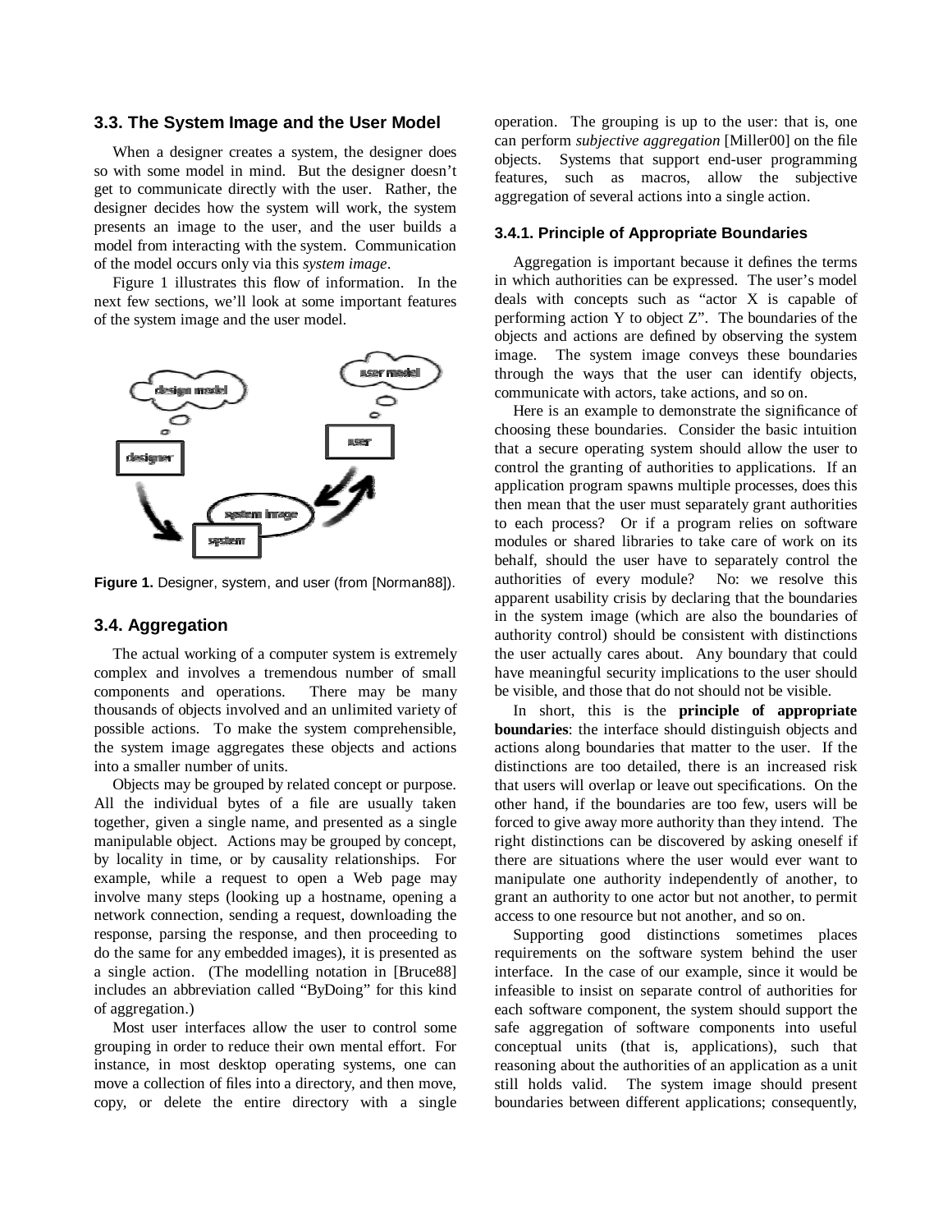### 3.3. The System Image and the User Model

When a designer creates a system, the designer does so with some model in mind. But the designer doesn't get to communicate directly with the user. Rather, the designer decides how the system will work, the system presents an image to the user, and the user builds a model from interacting with the system. Communication of the model occurs only via this *system image*.

Figure 1 illustrates this flow of information. In the next few sections, we'll look at some important features of the system image and the user model.

**Figure 1.** Designer, system, and user (from [Norman88]).

### 3.4. Aggregation

The actual working of a computer system is extremely complex and involves a tremendous number of small components and operations. There may be many thousands of objects involved and an unlimited variety of possible actions. To make the system comprehensible, the system image aggregates these objects and actions into a smaller number of units.

Objects may be grouped by related concept or purpose. All the individual bytes of a file are usually taken together, given a single name, and presented as a single manipulable object. Actions may be grouped by concept, by locality in time, or by causality relationships. For example, while a request to open a Web page may involve many steps (looking up a hostname, opening a network connection, sending a request, downloading the response, parsing the response, and then proceeding to do the same for any embedded images), it is presented as a single action. (The modelling notation in [Bruce88] includes an abbreviation called "ByDoing" for this kind of aggregation.)

Most user interfaces allow the user to control some grouping in order to reduce their own mental effort. For instance, in most desktop operating systems, one can move a collection of files into a directory, and then move, copy, or delete the entire directory with a single operation. The grouping is up to the user: that is, one can perform *subjective aggregation* [Miller00] on the file objects. Systems that support end-user programming features, such as macros, allow the subjective aggregation of several actions into a single action.

#### 3.4.1. Principle of Appropriate Boundaries

Aggregation is important because it defines the terms in which authorities can be expressed. The user's model deals with concepts such as "actor X is capable of performing action Y to object Z". The boundaries of the objects and actions are defined by observing the system image. The system image conveys these boundaries through the ways that the user can identify objects, communicate with actors, take actions, and so on.

Here is an example to demonstrate the significance of choosing these boundaries. Consider the basic intuition that a secure operating system should allow the user to control the granting of authorities to applications. If an application program spawns multiple processes, does this then mean that the user must separately grant authorities to each process? Or if a program relies on software modules or shared libraries to take care of work on its behalf, should the user have to separately control the authorities of every module? No: we resolve this apparent usability crisis by declaring that the boundaries in the system image (which are also the boundaries of authority control) should be consistent with distinctions the user actually cares about. Any boundary that could have meaningful security implications to the user should be visible, and those that do not should not be visible.

In short, this is the **principle of appropriate boundaries**: the interface should distinguish objects and actions along boundaries that matter to the user. If the distinctions are too detailed, there is an increased risk that users will overlap or leave out specifications. On the other hand, if the boundaries are too few, users will be forced to give away more authority than they intend. The right distinctions can be discovered by asking oneself if there are situations where the user would ever want to manipulate one authority independently of another, to grant an authority to one actor but not another, to permit access to one resource but not another, and so on.

Supporting good distinctions sometimes places requirements on the software system behind the user interface. In the case of our example, since it would be infeasible to insist on separate control of authorities for each software component, the system should support the safe aggregation of software components into useful conceptual units (that is, applications), such that reasoning about the authorities of an application as a unit still holds valid. The system image should present boundaries between different applications; consequently,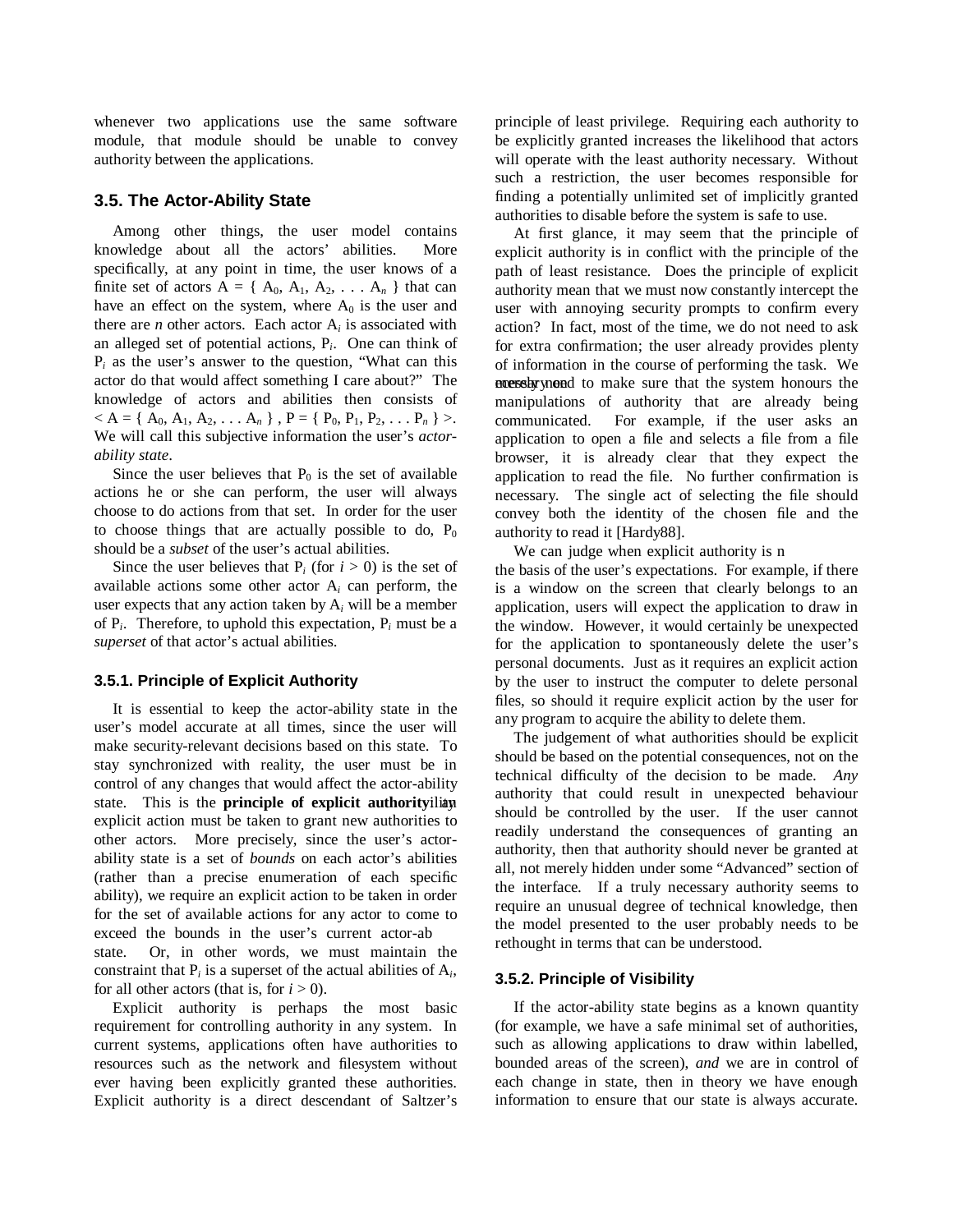whenever two applications use the same software module, that module should be unable to convey authority between the applications.

## 3.5. The Actor-Ability State

Among other things, the user model contains knowledge about all the actors' abilities. More specifically, at any point in time, the user knows of a finite set of actors $A = \{ A_0, A_1, A_2, \ldots A_n \}$ that can have an effect on the system, where $A_0$ is the user and there are $n$ other actors. Each actor $A_i$ is associated with an alleged set of potential actions, $P_i$. One can think of $P_i$ as the user's answer to the question, "What can this actor do that would affect something I care about?" The knowledge of actors and abilities then consists of $< A = \{ A_0, A_1, A_2, \ldots A_n \}, P = \{ P_0, P_1, P_2, \ldots P_n \} >$. We will call this subjective information the user's *actor-ability state*.

Since the user believes that $P_0$ is the set of available actions he or she can perform, the user will always choose to do actions from that set. In order for the user to choose things that are actually possible to do, $P_0$ should be a *subset* of the user's actual abilities.

Since the user believes that $P_i$ (for $i > 0$) is the set of available actions some other actor $A_i$ can perform, the user expects that any action taken by $A_i$ will be a member of $P_i$. Therefore, to uphold this expectation, $P_i$ must be a *superset* of that actor's actual abilities.

### 3.5.1. Principle of Explicit Authority

It is essential to keep the actor-ability state in the user's model accurate at all times, since the user will make security-relevant decisions based on this state. To stay synchronized with reality, the user must be in control of any changes that would affect the actor-ability state. This is the **principle of explicit authority**: an explicit action must be taken to grant new authorities to other actors. More precisely, since the user's actor-ability state is a set of *bounds* on each actor's abilities (rather than a precise enumeration of each specific ability), we require an explicit action to be taken in order for the set of available actions for any actor to come to exceed the bounds in the user's current actor-ability state. Or, in other words, we must maintain the constraint that $P_i$ is a superset of the actual abilities of $A_i$, for all other actors (that is, for $i > 0$).

Explicit authority is perhaps the most basic requirement for controlling authority in any system. In current systems, applications often have authorities to resources such as the network and filesystem without ever having been explicitly granted these authorities. Explicit authority is a direct descendant of Saltzer's principle of least privilege. Requiring each authority to be explicitly granted increases the likelihood that actors will operate with the least authority necessary. Without such a restriction, the user becomes responsible for finding a potentially unlimited set of implicitly granted authorities to disable before the system is safe to use.

At first glance, it may seem that the principle of explicit authority is in conflict with the principle of the path of least resistance. Does the principle of explicit authority mean that we must now constantly intercept the user with annoying security prompts to confirm every action? In fact, most of the time, we do not need to ask for extra confirmation; the user already provides plenty of information in the course of performing the task. We merely need to make sure that the system honours the manipulations of authority that are already being communicated. For example, if the user asks an application to open a file and selects a file from a file browser, it is already clear that they expect the application to read the file. No further confirmation is necessary. The single act of selecting the file should convey both the identity of the chosen file and the authority to read it [Hardy88].

We can judge when explicit authority is necessary on the basis of the user's expectations. For example, if there is a window on the screen that clearly belongs to an application, users will expect the application to draw in the window. However, it would certainly be unexpected for the application to spontaneously delete the user's personal documents. Just as it requires an explicit action by the user to instruct the computer to delete personal files, so should it require explicit action by the user for any program to acquire the ability to delete them.

The judgement of what authorities should be explicit should be based on the potential consequences, not on the technical difficulty of the decision to be made. *Any* authority that could result in unexpected behaviour should be controlled by the user. If the user cannot readily understand the consequences of granting an authority, then that authority should never be granted at all, not merely hidden under some "Advanced" section of the interface. If a truly necessary authority seems to require an unusual degree of technical knowledge, then the model presented to the user probably needs to be rethought in terms that can be understood.

### 3.5.2. Principle of Visibility

If the actor-ability state begins as a known quantity (for example, we have a safe minimal set of authorities, such as allowing applications to draw within labelled, bounded areas of the screen), *and* we are in control of each change in state, then in theory we have enough information to ensure that our state is always accurate.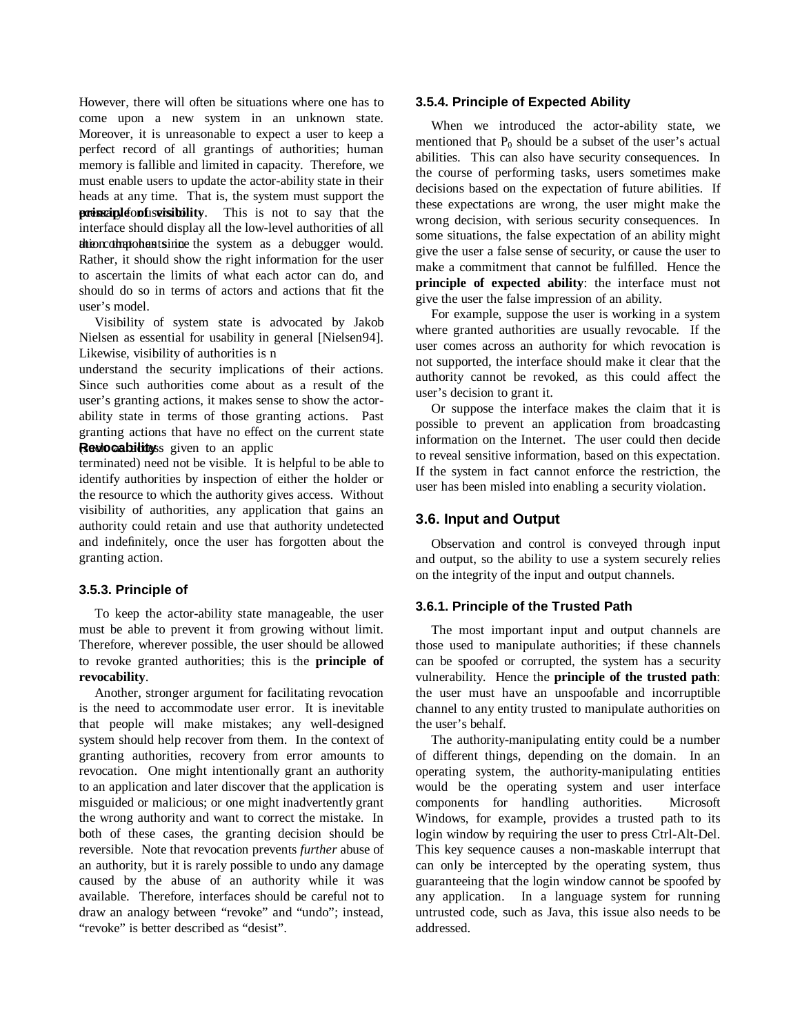However, there will often be situations where one has to come upon a new system in an unknown state. Moreover, it is unreasonable to expect a user to keep a perfect record of all grantings of authorities; human memory is fallible and limited in capacity. Therefore, we must enable users to update the actor-ability state in their heads at any time. That is, the system must support the **principle of visibility**. This is not to say that the interface should display all the low-level authorities of all the components in the system as a debugger would. Rather, it should show the right information for the user to ascertain the limits of what each actor can do, and should do so in terms of actors and actions that fit the user's model.

Visibility of system state is advocated by Jakob Nielsen as essential for usability in general [Nielsen94]. Likewise, visibility of authorities is n
understand the security implications of their actions. Since such authorities come about as a result of the user's granting actions, it makes sense to show the actor-ability state in terms of those granting actions. Past granting actions that have no effect on the current state (such as access given to an applic
terminated) need not be visible. It is helpful to be able to identify authorities by inspection of either the holder or the resource to which the authority gives access. Without visibility of authorities, any application that gains an authority could retain and use that authority undetected and indefinitely, once the user has forgotten about the granting action.

### 3.5.3. Principle of Revocability

To keep the actor-ability state manageable, the user must be able to prevent it from growing without limit. Therefore, wherever possible, the user should be allowed to revoke granted authorities; this is the **principle of revocability**.

Another, stronger argument for facilitating revocation is the need to accommodate user error. It is inevitable that people will make mistakes; any well-designed system should help recover from them. In the context of granting authorities, recovery from error amounts to revocation. One might intentionally grant an authority to an application and later discover that the application is misguided or malicious; or one might inadvertently grant the wrong authority and want to correct the mistake. In both of these cases, the granting decision should be reversible. Note that revocation prevents *further* abuse of an authority, but it is rarely possible to undo any damage caused by the abuse of an authority while it was available. Therefore, interfaces should be careful not to draw an analogy between "revoke" and "undo"; instead, "revoke" is better described as "desist".

### 3.5.4. Principle of Expected Ability

When we introduced the actor-ability state, we mentioned that $P_0$ should be a subset of the user's actual abilities. This can also have security consequences. In the course of performing tasks, users sometimes make decisions based on the expectation of future abilities. If these expectations are wrong, the user might make the wrong decision, with serious security consequences. In some situations, the false expectation of an ability might give the user a false sense of security, or cause the user to make a commitment that cannot be fulfilled. Hence the **principle of expected ability**: the interface must not give the user the false impression of an ability.

For example, suppose the user is working in a system where granted authorities are usually revocable. If the user comes across an authority for which revocation is not supported, the interface should make it clear that the authority cannot be revoked, as this could affect the user's decision to grant it.

Or suppose the interface makes the claim that it is possible to prevent an application from broadcasting information on the Internet. The user could then decide to reveal sensitive information, based on this expectation. If the system in fact cannot enforce the restriction, the user has been misled into enabling a security violation.

## 3.6. Input and Output

Observation and control is conveyed through input and output, so the ability to use a system securely relies on the integrity of the input and output channels.

### 3.6.1. Principle of the Trusted Path

The most important input and output channels are those used to manipulate authorities; if these channels can be spoofed or corrupted, the system has a security vulnerability. Hence the **principle of the trusted path**: the user must have an unspoofable and incorruptible channel to any entity trusted to manipulate authorities on the user's behalf.

The authority-manipulating entity could be a number of different things, depending on the domain. In an operating system, the authority-manipulating entities would be the operating system and user interface components for handling authorities. Microsoft Windows, for example, provides a trusted path to its login window by requiring the user to press Ctrl-Alt-Del. This key sequence causes a non-maskable interrupt that can only be intercepted by the operating system, thus guaranteeing that the login window cannot be spoofed by any application. In a language system for running untrusted code, such as Java, this issue also needs to be addressed.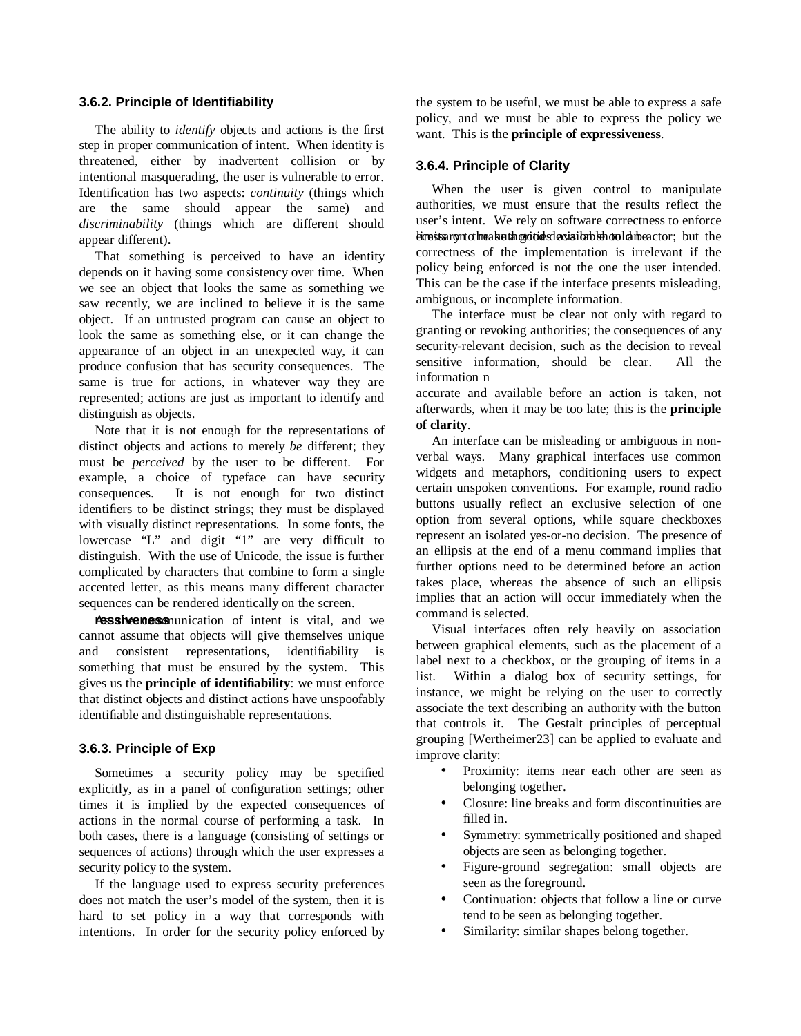### 3.6.2. Principle of Identifiability

The ability to *identify* objects and actions is the first step in proper communication of intent. When identity is threatened, either by inadvertent collision or by intentional masquerading, the user is vulnerable to error. Identification has two aspects: *continuity* (things which are the same should appear the same) and *discriminability* (things which are different should appear different).

That something is perceived to have an identity depends on it having some consistency over time. When we see an object that looks the same as something we saw recently, we are inclined to believe it is the same object. If an untrusted program can cause an object to look the same as something else, or it can change the appearance of an object in an unexpected way, it can produce confusion that has security consequences. The same is true for actions, in whatever way they are represented; actions are just as important to identify and distinguish as objects.

Note that it is not enough for the representations of distinct objects and actions to merely *be* different; they must be *perceived* by the user to be different. For example, a choice of typeface can have security consequences. It is not enough for two distinct identifiers to be distinct strings; they must be displayed with visually distinct representations. In some fonts, the lowercase "L" and digit "1" are very difficult to distinguish. With the use of Unicode, the issue is further complicated by characters that combine to form a single accented letter, as this means many different character sequences can be rendered identically on the screen.

As the communication of intent is vital, and we cannot assume that objects will give themselves unique and consistent representations, identifiability is something that must be ensured by the system. This gives us the **principle of identifiability**: we must enforce that distinct objects and distinct actions have unspoofably identifiable and distinguishable representations.

### 3.6.3. Principle of Expressiveness

Sometimes a security policy may be specified explicitly, as in a panel of configuration settings; other times it is implied by the expected consequences of actions in the normal course of performing a task. In both cases, there is a language (consisting of settings or sequences of actions) through which the user expresses a security policy to the system.

If the language used to express security preferences does not match the user's model of the system, then it is hard to set policy in a way that corresponds with intentions. In order for the security policy enforced by the system to be useful, we must be able to express a safe policy, and we must be able to express the policy we want. This is the **principle of expressiveness**.

### 3.6.4. Principle of Clarity

When the user is given control to manipulate authorities, we must ensure that the results reflect the user's intent. We rely on software correctness to enforce limits on the authorities available to an actor; but the correctness of the implementation is irrelevant if the policy being enforced is not the one the user intended. This can be the case if the interface presents misleading, ambiguous, or incomplete information.

The interface must be clear not only with regard to granting or revoking authorities; the consequences of any security-relevant decision, such as the decision to reveal sensitive information, should be clear. All the information necessary to make a good decision should be accurate and available before an action is taken, not afterwards, when it may be too late; this is the **principle of clarity**.

An interface can be misleading or ambiguous in non-verbal ways. Many graphical interfaces use common widgets and metaphors, conditioning users to expect certain unspoken conventions. For example, round radio buttons usually reflect an exclusive selection of one option from several options, while square checkboxes represent an isolated yes-or-no decision. The presence of an ellipsis at the end of a menu command implies that further options need to be determined before an action takes place, whereas the absence of such an ellipsis implies that an action will occur immediately when the command is selected.

Visual interfaces often rely heavily on association between graphical elements, such as the placement of a label next to a checkbox, or the grouping of items in a list. Within a dialog box of security settings, for instance, we might be relying on the user to correctly associate the text describing an authority with the button that controls it. The Gestalt principles of perceptual grouping [Wertheimer23] can be applied to evaluate and improve clarity:

- Proximity: items near each other are seen as belonging together.
- Closure: line breaks and form discontinuities are filled in.
- Symmetry: symmetrically positioned and shaped objects are seen as belonging together.
- Figure-ground segregation: small objects are seen as the foreground.
- Continuation: objects that follow a line or curve tend to be seen as belonging together.
- Similarity: similar shapes belong together.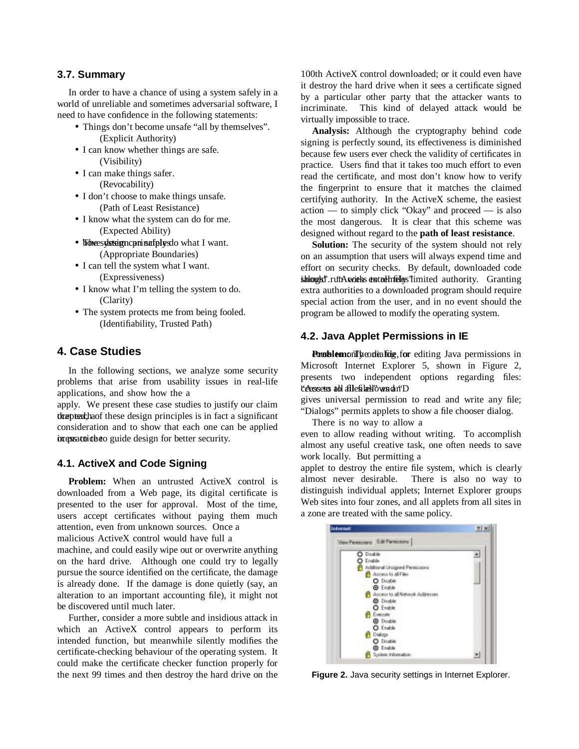### 3.7. Summary

In order to have a chance of using a system safely in a world of unreliable and sometimes adversarial software, I need to have confidence in the following statements:

- Things don't become unsafe "all by themselves". (Explicit Authority)
- I can know whether things are safe. (Visibility)
- I can make things safer. (Revocability)
- I don't choose to make things unsafe. (Path of Least Resistance)
- I know what the system can do for me. (Expected Ability)
- The system can safely do what I want. (Appropriate Boundaries)
- I can tell the system what I want. (Expressiveness)
- I know what I'm telling the system to do. (Clarity)
- The system protects me from being fooled. (Identifiability, Trusted Path)

## 4. Case Studies

In the following sections, we analyze some security problems that arise from usability issues in real-life applications, and show how the a

apply. We present these case studies to justify our claim that each of these design principles is in fact a significant consideration and to show that each one can be applied in practice to guide design for better security.

### 4.1. ActiveX and Code Signing

**Problem:** When an untrusted ActiveX control is downloaded from a Web page, its digital certificate is presented to the user for approval. Most of the time, users accept certificates without paying them much attention, even from unknown sources. Once a

malicious ActiveX control would have full a

machine, and could easily wipe out or overwrite anything on the hard drive. Although one could try to legally pursue the source identified on the certificate, the damage is already done. If the damage is done quietly (say, an alteration to an important accounting file), it might not be discovered until much later.

Further, consider a more subtle and insidious attack in which an ActiveX control appears to perform its intended function, but meanwhile silently modifies the certificate-checking behaviour of the operating system. It could make the certificate checker function properly for the next 99 times and then destroy the hard drive on the 100th ActiveX control downloaded; or it could even have it destroy the hard drive when it sees a certificate signed by a particular other party that the attacker wants to incriminate. This kind of delayed attack would be virtually impossible to trace.

**Analysis:** Although the cryptography behind code signing is perfectly sound, its effectiveness is diminished because few users ever check the validity of certificates in practice. Users find that it takes too much effort to even read the certificate, and most don't know how to verify the fingerprint to ensure that it matches the claimed certifying authority. In the ActiveX scheme, the easiest action — to simply click "Okay" and proceed — is also the most dangerous. It is clear that this scheme was designed without regard to the **path of least resistance**.

**Solution:** The security of the system should not rely on an assumption that users will always expend time and effort on security checks. By default, downloaded code should run with extremely limited authority. Granting extra authorities to a downloaded program should require special action from the user, and in no event should the program be allowed to modify the operating system.

### 4.2. Java Applet Permissions in IE

**Problem:** The dialog for editing Java permissions in Microsoft Internet Explorer 5, shown in Figure 2, presents two independent options regarding files: "Access to all files" and "Dialogs"

gives universal permission to read and write any file; "Dialogs" permits applets to show a file chooser dialog.

There is no way to allow a

even to allow reading without writing. To accomplish almost any useful creative task, one often needs to save work locally. But permitting a

applet to destroy the entire file system, which is clearly almost never desirable. There is also no way to distinguish individual applets; Internet Explorer groups Web sites into four zones, and all applets from all sites in a zone are treated with the same policy.

**Figure 2.** Java security settings in Internet Explorer.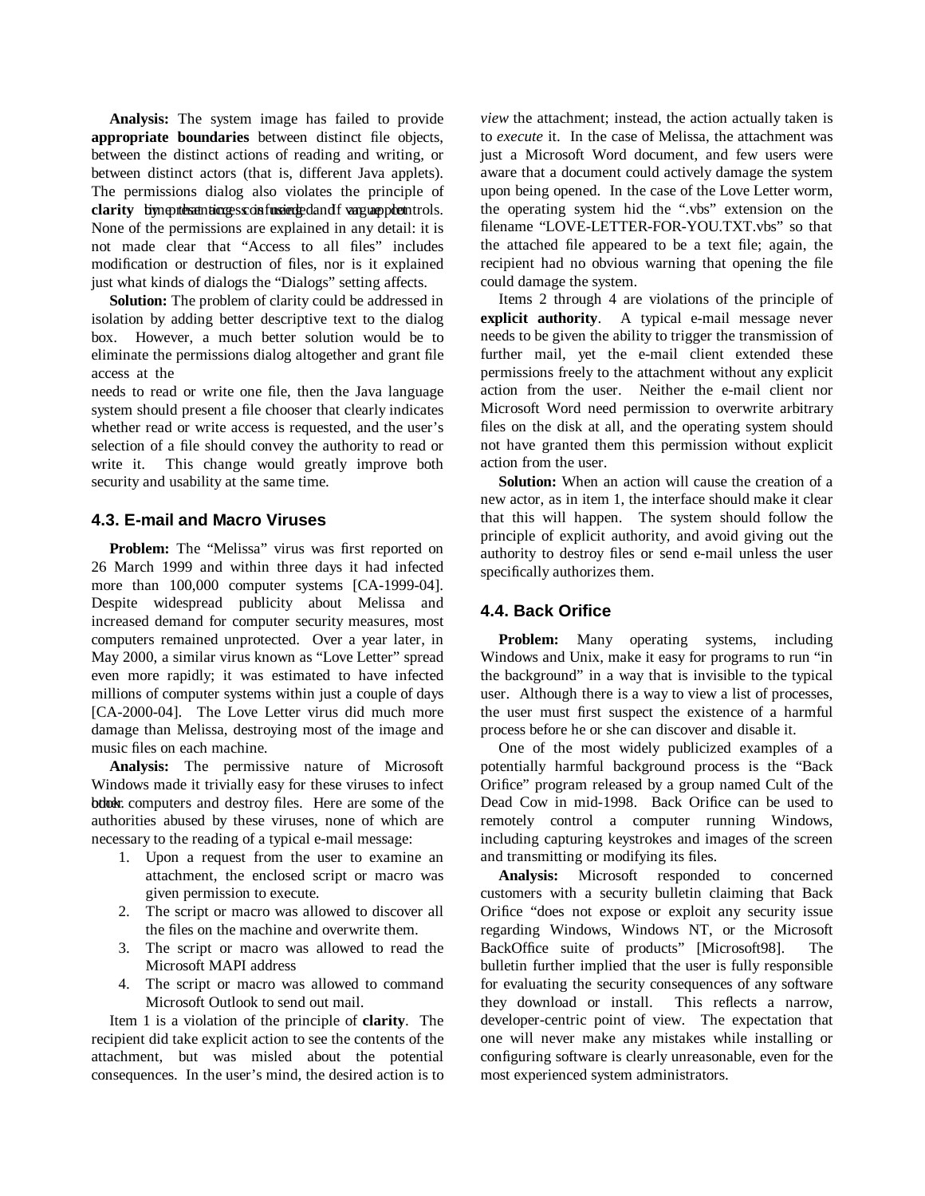**Analysis:** The system image has failed to provide **appropriate boundaries** between distinct file objects, between the distinct actions of reading and writing, or between distinct actors (that is, different Java applets). The permissions dialog also violates the principle of **clarity** by presenting confusing and vague controls. None of the permissions are explained in any detail: it is not made clear that "Access to all files" includes modification or destruction of files, nor is it explained just what kinds of dialogs the "Dialogs" setting affects.

**Solution:** The problem of clarity could be addressed in isolation by adding better descriptive text to the dialog box. However, a much better solution would be to eliminate the permissions dialog altogether and grant file access at the time that access is needed. If an applet needs to read or write one file, then the Java language system should present a file chooser that clearly indicates whether read or write access is requested, and the user's selection of a file should convey the authority to read or write it. This change would greatly improve both security and usability at the same time.

### 4.3. E-mail and Macro Viruses

**Problem:** The "Melissa" virus was first reported on 26 March 1999 and within three days it had infected more than 100,000 computer systems [CA-1999-04]. Despite widespread publicity about Melissa and increased demand for computer security measures, most computers remained unprotected. Over a year later, in May 2000, a similar virus known as "Love Letter" spread even more rapidly; it was estimated to have infected millions of computer systems within just a couple of days [CA-2000-04]. The Love Letter virus did much more damage than Melissa, destroying most of the image and music files on each machine.

**Analysis:** The permissive nature of Microsoft Windows made it trivially easy for these viruses to infect other computers and destroy files. Here are some of the authorities abused by these viruses, none of which are necessary to the reading of a typical e-mail message:

1. Upon a request from the user to examine an attachment, the enclosed script or macro was given permission to execute.
2. The script or macro was allowed to discover all the files on the machine and overwrite them.
3. The script or macro was allowed to read the Microsoft MAPI address book.
4. The script or macro was allowed to command Microsoft Outlook to send out mail.

Item 1 is a violation of the principle of **clarity**. The recipient did take explicit action to see the contents of the attachment, but was misled about the potential consequences. In the user's mind, the desired action is to *view* the attachment; instead, the action actually taken is to *execute* it. In the case of Melissa, the attachment was just a Microsoft Word document, and few users were aware that a document could actively damage the system upon being opened. In the case of the Love Letter worm, the operating system hid the ".vbs" extension on the filename "LOVE-LETTER-FOR-YOU.TXT.vbs" so that the attached file appeared to be a text file; again, the recipient had no obvious warning that opening the file could damage the system.

Items 2 through 4 are violations of the principle of **explicit authority**. A typical e-mail message never needs to be given the ability to trigger the transmission of further mail, yet the e-mail client extended these permissions freely to the attachment without any explicit action from the user. Neither the e-mail client nor Microsoft Word need permission to overwrite arbitrary files on the disk at all, and the operating system should not have granted them this permission without explicit action from the user.

**Solution:** When an action will cause the creation of a new actor, as in item 1, the interface should make it clear that this will happen. The system should follow the principle of explicit authority, and avoid giving out the authority to destroy files or send e-mail unless the user specifically authorizes them.

### 4.4. Back Orifice

**Problem:** Many operating systems, including Windows and Unix, make it easy for programs to run "in the background" in a way that is invisible to the typical user. Although there is a way to view a list of processes, the user must first suspect the existence of a harmful process before he or she can discover and disable it.

One of the most widely publicized examples of a potentially harmful background process is the "Back Orifice" program released by a group named Cult of the Dead Cow in mid-1998. Back Orifice can be used to remotely control a computer running Windows, including capturing keystrokes and images of the screen and transmitting or modifying its files.

**Analysis:** Microsoft responded to concerned customers with a security bulletin claiming that Back Orifice "does not expose or exploit any security issue regarding Windows, Windows NT, or the Microsoft BackOffice suite of products" [Microsoft98]. The bulletin further implied that the user is fully responsible for evaluating the security consequences of any software they download or install. This reflects a narrow, developer-centric point of view. The expectation that one will never make any mistakes while installing or configuring software is clearly unreasonable, even for the most experienced system administrators.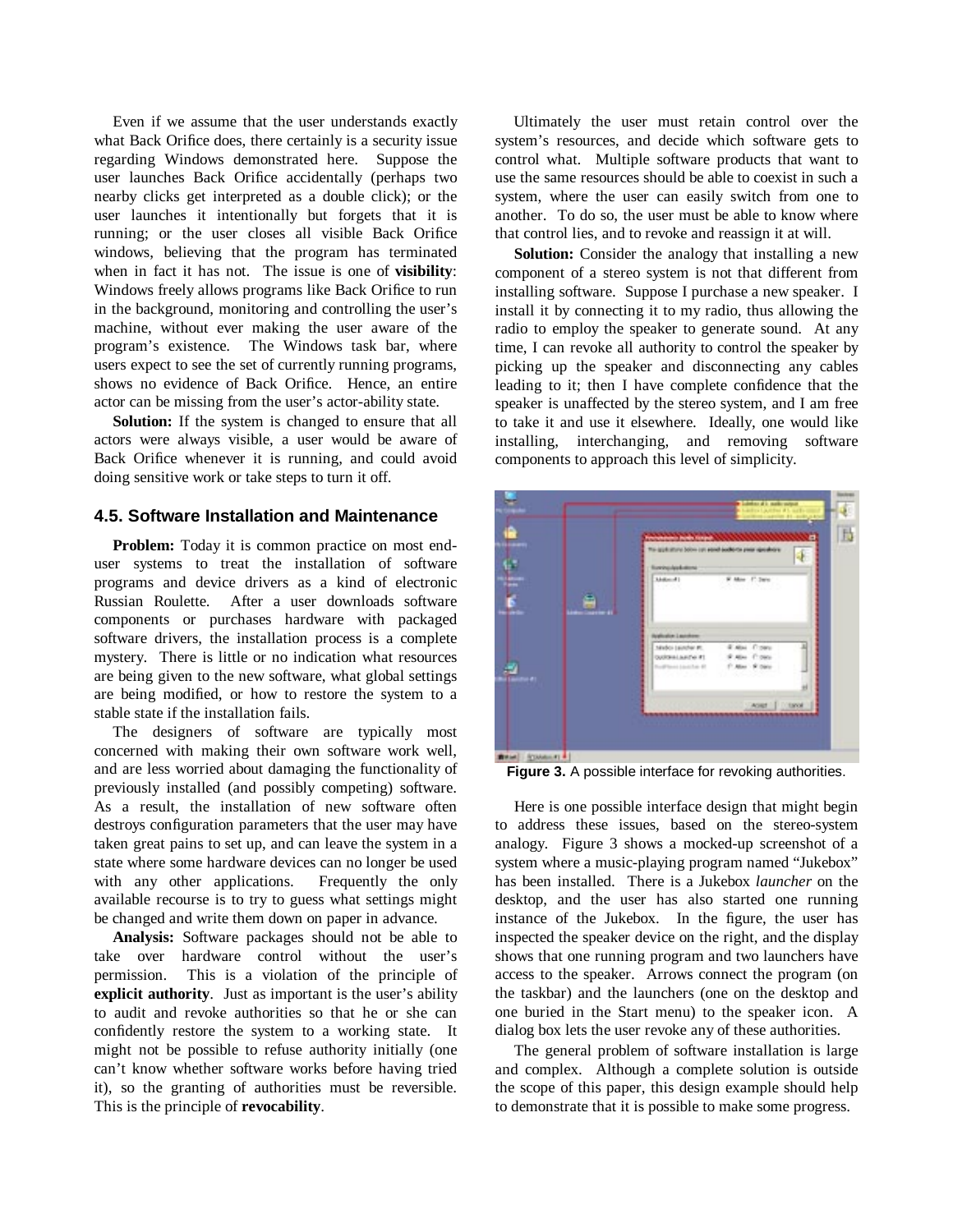Even if we assume that the user understands exactly what Back Orifice does, there certainly is a security issue regarding Windows demonstrated here. Suppose the user launches Back Orifice accidentally (perhaps two nearby clicks get interpreted as a double click); or the user launches it intentionally but forgets that it is running; or the user closes all visible Back Orifice windows, believing that the program has terminated when in fact it has not. The issue is one of **visibility**: Windows freely allows programs like Back Orifice to run in the background, monitoring and controlling the user's machine, without ever making the user aware of the program's existence. The Windows task bar, where users expect to see the set of currently running programs, shows no evidence of Back Orifice. Hence, an entire actor can be missing from the user's actor-ability state.

**Solution:** If the system is changed to ensure that all actors were always visible, a user would be aware of Back Orifice whenever it is running, and could avoid doing sensitive work or take steps to turn it off.

## 4.5. Software Installation and Maintenance

**Problem:** Today it is common practice on most end-user systems to treat the installation of software programs and device drivers as a kind of electronic Russian Roulette. After a user downloads software components or purchases hardware with packaged software drivers, the installation process is a complete mystery. There is little or no indication what resources are being given to the new software, what global settings are being modified, or how to restore the system to a stable state if the installation fails.

The designers of software are typically most concerned with making their own software work well, and are less worried about damaging the functionality of previously installed (and possibly competing) software. As a result, the installation of new software often destroys configuration parameters that the user may have taken great pains to set up, and can leave the system in a state where some hardware devices can no longer be used with any other applications. Frequently the only available recourse is to try to guess what settings might be changed and write them down on paper in advance.

**Analysis:** Software packages should not be able to take over hardware control without the user's permission. This is a violation of the principle of **explicit authority**. Just as important is the user's ability to audit and revoke authorities so that he or she can confidently restore the system to a working state. It might not be possible to refuse authority initially (one can't know whether software works before having tried it), so the granting of authorities must be reversible. This is the principle of **revocability**.

Ultimately the user must retain control over the system's resources, and decide which software gets to control what. Multiple software products that want to use the same resources should be able to coexist in such a system, where the user can easily switch from one to another. To do so, the user must be able to know where that control lies, and to revoke and reassign it at will.

**Solution:** Consider the analogy that installing a new component of a stereo system is not that different from installing software. Suppose I purchase a new speaker. I install it by connecting it to my radio, thus allowing the radio to employ the speaker to generate sound. At any time, I can revoke all authority to control the speaker by picking up the speaker and disconnecting any cables leading to it; then I have complete confidence that the speaker is unaffected by the stereo system, and I am free to take it and use it elsewhere. Ideally, one would like installing, interchanging, and removing software components to approach this level of simplicity.

**Figure 3.** A possible interface for revoking authorities.

Here is one possible interface design that might begin to address these issues, based on the stereo-system analogy. Figure 3 shows a mocked-up screenshot of a system where a music-playing program named "Jukebox" has been installed. There is a Jukebox *launcher* on the desktop, and the user has also started one running instance of the Jukebox. In the figure, the user has inspected the speaker device on the right, and the display shows that one running program and two launchers have access to the speaker. Arrows connect the program (on the taskbar) and the launchers (one on the desktop and one buried in the Start menu) to the speaker icon. A dialog box lets the user revoke any of these authorities.

The general problem of software installation is large and complex. Although a complete solution is outside the scope of this paper, this design example should help to demonstrate that it is possible to make some progress.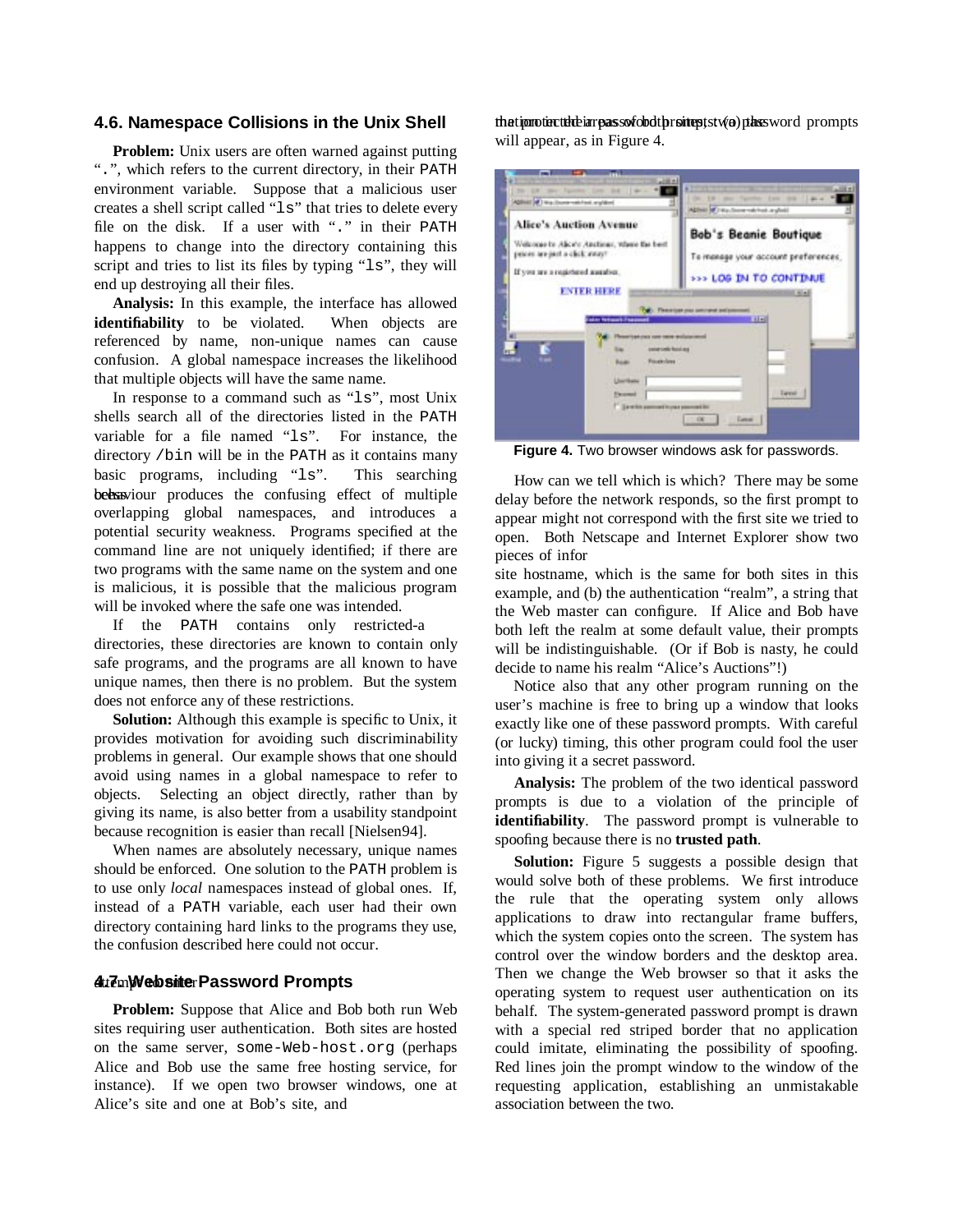## 4.6. Namespace Collisions in the Unix Shell

**Problem:** Unix users are often warned against putting ".", which refers to the current directory, in their PATH environment variable. Suppose that a malicious user creates a shell script called "ls" that tries to delete every file on the disk. If a user with "." in their PATH happens to change into the directory containing this script and tries to list its files by typing "ls", they will end up destroying all their files.

**Analysis:** In this example, the interface has allowed **identifiability** to be violated. When objects are referenced by name, non-unique names can cause confusion. A global namespace increases the likelihood that multiple objects will have the same name.

In response to a command such as "ls", most Unix shells search all of the directories listed in the PATH variable for a file named "ls". For instance, the directory /bin will be in the PATH as it contains many basic programs, including "ls". This searching behaviour produces the confusing effect of multiple overlapping global namespaces, and introduces a potential security weakness. Programs specified at the command line are not uniquely identified; if there are two programs with the same name on the system and one is malicious, it is possible that the malicious program will be invoked where the safe one was intended.

If the PATH contains only restricted-a directories, these directories are known to contain only safe programs, and the programs are all known to have unique names, then there is no problem. But the system does not enforce any of these restrictions.

**Solution:** Although this example is specific to Unix, it provides motivation for avoiding such discriminability problems in general. Our example shows that one should avoid using names in a global namespace to refer to objects. Selecting an object directly, rather than by giving its name, is also better from a usability standpoint because recognition is easier than recall [Nielsen94].

When names are absolutely necessary, unique names should be enforced. One solution to the PATH problem is to use only *local* namespaces instead of global ones. If, instead of a PATH variable, each user had their own directory containing hard links to the programs they use, the confusion described here could not occur.

## 4.7. Website Password Prompts

**Problem:** Suppose that Alice and Bob both run Web sites requiring user authentication. Both sites are hosted on the same server, some-Web-host.org (perhaps Alice and Bob use the same free hosting service, for instance). If we open two browser windows, one at Alice's site and one at Bob's site, and that portion of both sites, two password prompts will appear, as in Figure 4.

**Figure 4.** Two browser windows ask for passwords.

How can we tell which is which? There may be some delay before the network responds, so the first prompt to appear might not correspond with the first site we tried to open. Both Netscape and Internet Explorer show two pieces of infor site hostname, which is the same for both sites in this example, and (b) the authentication "realm", a string that the Web master can configure. If Alice and Bob have both left the realm at some default value, their prompts will be indistinguishable. (Or if Bob is nasty, he could decide to name his realm "Alice's Auctions"!)

Notice also that any other program running on the user's machine is free to bring up a window that looks exactly like one of these password prompts. With careful (or lucky) timing, this other program could fool the user into giving it a secret password.

**Analysis:** The problem of the two identical password prompts is due to a violation of the principle of **identifiability**. The password prompt is vulnerable to spoofing because there is no **trusted path**.

**Solution:** Figure 5 suggests a possible design that would solve both of these problems. We first introduce the rule that the operating system only allows applications to draw into rectangular frame buffers, which the system copies onto the screen. The system has control over the window borders and the desktop area. Then we change the Web browser so that it asks the operating system to request user authentication on its behalf. The system-generated password prompt is drawn with a special red striped border that no application could imitate, eliminating the possibility of spoofing. Red lines join the prompt window to the window of the requesting application, establishing an unmistakable association between the two.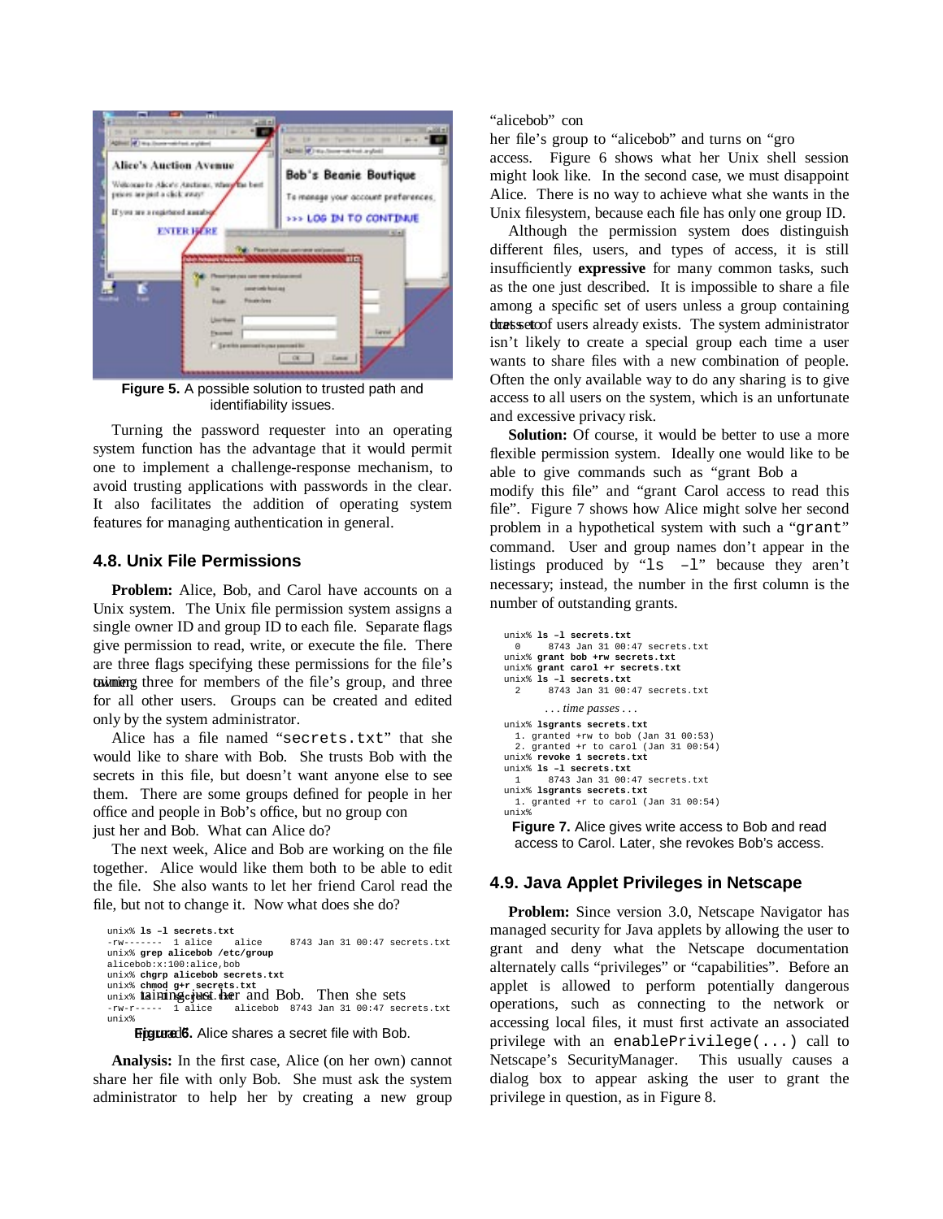Figure 5. A possible solution to trusted path and identifiability issues.

Turning the password requester into an operating system function has the advantage that it would permit one to implement a challenge-response mechanism, to avoid trusting applications with passwords in the clear. It also facilitates the addition of operating system features for managing authentication in general.

### 4.8. Unix File Permissions

**Problem:** Alice, Bob, and Carol have accounts on a Unix system. The Unix file permission system assigns a single owner ID and group ID to each file. Separate flags give permission to read, write, or execute the file. There are three flags specifying these permissions for the file's owner, three for members of the file's group, and three for all other users. Groups can be created and edited only by the system administrator.

Alice has a file named "secrets.txt" that she would like to share with Bob. She trusts Bob with the secrets in this file, but doesn't want anyone else to see them. There are some groups defined for people in her office and people in Bob's office, but no group containing just her and Bob. What can Alice do?

The next week, Alice and Bob are working on the file together. Alice would like them both to be able to edit the file. She also wants to let her friend Carol read the file, but not to change it. Now what does she do?

```
unix% ls -l secrets.txt
-rw-------  1 alice    alice    8743 Jan 31 00:47 secrets.txt
unix% grep alicebob /etc/group
alicebob:x:100:alice,bob
unix% chgrp alicebob secrets.txt
unix% chmod g+r secrets.txt
unix% ls -l secrets.txt
-rw-r-----  1 alice    alicebob 8743 Jan 31 00:47 secrets.txt
unix%
```

Figure 6. Alice shares a secret file with Bob.

**Analysis:** In the first case, Alice (on her own) cannot share her file with only Bob. She must ask the system administrator to help her by creating a new group "alicebob" containing just her and Bob. Then she sets her file's group to "alicebob" and turns on "group read" access. Figure 6 shows what her Unix shell session might look like. In the second case, we must disappoint Alice. There is no way to achieve what she wants in the Unix filesystem, because each file has only one group ID.

Although the permission system does distinguish different files, users, and types of access, it is still insufficiently **expressive** for many common tasks, such as the one just described. It is impossible to share a file among a specific set of users unless a group containing that set of users already exists. The system administrator isn't likely to create a special group each time a user wants to share files with a new combination of people. Often the only available way to do any sharing is to give access to all users on the system, which is an unfortunate and excessive privacy risk.

**Solution:** Of course, it would be better to use a more flexible permission system. Ideally one would like to be able to give commands such as "grant Bob access to modify this file" and "grant Carol access to read this file". Figure 7 shows how Alice might solve her second problem in a hypothetical system with such a "grant" command. User and group names don't appear in the listings produced by "ls -l" because they aren't necessary; instead, the number in the first column is the number of outstanding grants.

```
unix% ls -l secrets.txt
  0     8743 Jan 31 00:47 secrets.txt
unix% grant bob +rw secrets.txt
unix% grant carol +r secrets.txt
unix% ls -l secrets.txt
  2     8743 Jan 31 00:47 secrets.txt
        . . . time passes . . .
unix% lsgrants secrets.txt
  1. granted +rw to bob (Jan 31 00:53)
  2. granted +r to carol (Jan 31 00:54)
unix% revoke 1 secrets.txt
unix% ls -l secrets.txt
  1     8743 Jan 31 00:47 secrets.txt
unix% lsgrants secrets.txt
  1. granted +r to carol (Jan 31 00:54)
unix%
```

Figure 7. Alice gives write access to Bob and read access to Carol. Later, she revokes Bob's access.

### 4.9. Java Applet Privileges in Netscape

**Problem:** Since version 3.0, Netscape Navigator has managed security for Java applets by allowing the user to grant and deny what the Netscape documentation alternately calls "privileges" or "capabilities". Before an applet is allowed to perform potentially dangerous operations, such as connecting to the network or accessing local files, it must first activate an associated privilege with an enablePrivilege(...) call to Netscape's SecurityManager. This usually causes a dialog box to appear asking the user to grant the privilege in question, as in Figure 8.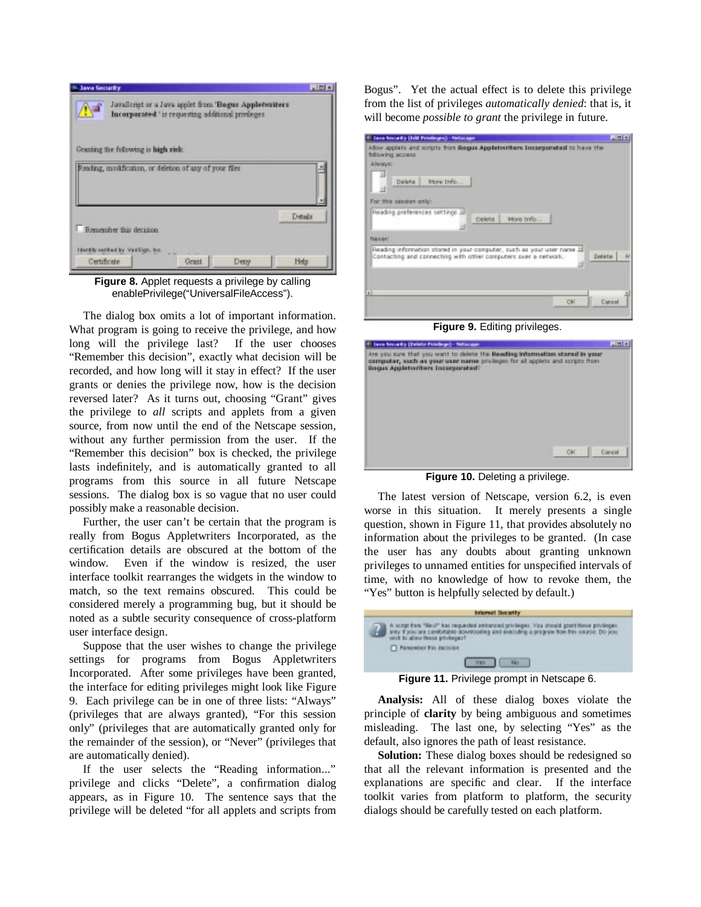Figure 8. Applet requests a privilege by calling enablePrivilege("UniversalFileAccess").

The dialog box omits a lot of important information. What program is going to receive the privilege, and how long will the privilege last? If the user chooses "Remember this decision", exactly what decision will be recorded, and how long will it stay in effect? If the user grants or denies the privilege now, how is the decision reversed later? As it turns out, choosing "Grant" gives the privilege to *all* scripts and applets from a given source, from now until the end of the Netscape session, without any further permission from the user. If the "Remember this decision" box is checked, the privilege lasts indefinitely, and is automatically granted to all programs from this source in all future Netscape sessions. The dialog box is so vague that no user could possibly make a reasonable decision.

Further, the user can't be certain that the program is really from Bogus Appletwriters Incorporated, as the certification details are obscured at the bottom of the window. Even if the window is resized, the user interface toolkit rearranges the widgets in the window to match, so the text remains obscured. This could be considered merely a programming bug, but it should be noted as a subtle security consequence of cross-platform user interface design.

Suppose that the user wishes to change the privilege settings for programs from Bogus Appletwriters Incorporated. After some privileges have been granted, the interface for editing privileges might look like Figure 9. Each privilege can be in one of three lists: "Always" (privileges that are always granted), "For this session only" (privileges that are automatically granted only for the remainder of the session), or "Never" (privileges that are automatically denied).

If the user selects the "Reading information..." privilege and clicks "Delete", a confirmation dialog appears, as in Figure 10. The sentence says that the privilege will be deleted "for all applets and scripts from Bogus". Yet the actual effect is to delete this privilege from the list of privileges *automatically denied*: that is, it will become *possible to grant* the privilege in future.

Figure 9. Editing privileges.

Figure 10. Deleting a privilege.

The latest version of Netscape, version 6.2, is even worse in this situation. It merely presents a single question, shown in Figure 11, that provides absolutely no information about the privileges to be granted. (In case the user has any doubts about granting unknown privileges to unnamed entities for unspecified intervals of time, with no knowledge of how to revoke them, the "Yes" button is helpfully selected by default.)

Figure 11. Privilege prompt in Netscape 6.

**Analysis:** All of these dialog boxes violate the principle of **clarity** by being ambiguous and sometimes misleading. The last one, by selecting "Yes" as the default, also ignores the path of least resistance.

**Solution:** These dialog boxes should be redesigned so that all the relevant information is presented and the explanations are specific and clear. If the interface toolkit varies from platform to platform, the security dialogs should be carefully tested on each platform.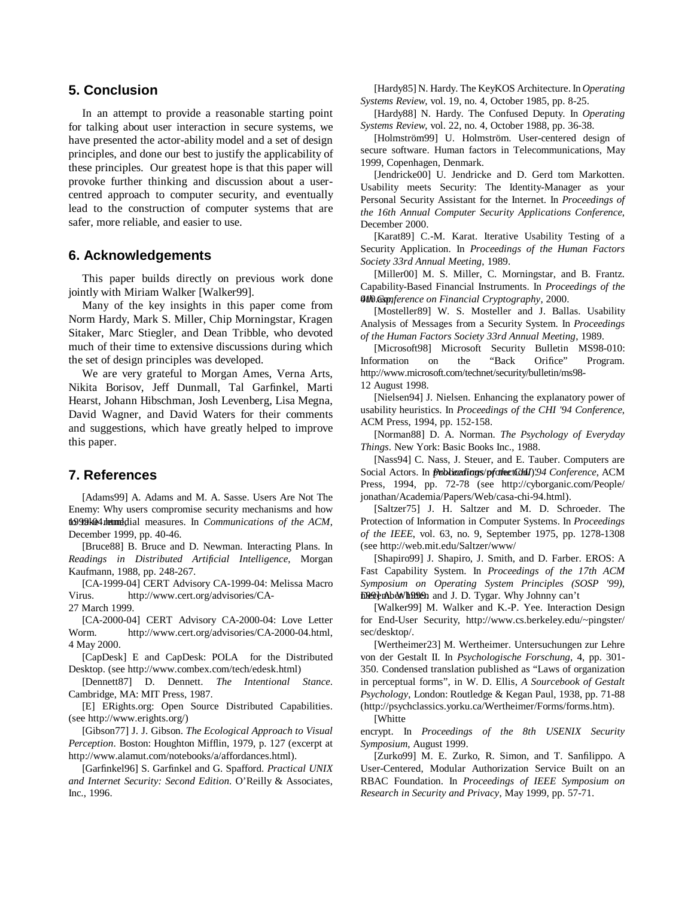## 5. Conclusion

In an attempt to provide a reasonable starting point for talking about user interaction in secure systems, we have presented the actor-ability model and a set of design principles, and done our best to justify the applicability of these principles. Our greatest hope is that this paper will provoke further thinking and discussion about a user-centred approach to computer security, and eventually lead to the construction of computer systems that are safer, more reliable, and easier to use.

## 6. Acknowledgements

This paper builds directly on previous work done jointly with Miriam Walker [Walker99].

Many of the key insights in this paper come from Norm Hardy, Mark S. Miller, Chip Morningstar, Kragen Sitaker, Marc Stiegler, and Dean Tribble, who devoted much of their time to extensive discussions during which the set of design principles was developed.

We are very grateful to Morgan Ames, Verna Arts, Nikita Borisov, Jeff Dunmall, Tal Garfinkel, Marti Hearst, Johann Hibschman, Josh Levenberg, Lisa Megna, David Wagner, and David Waters for their comments and suggestions, which have greatly helped to improve this paper.

## 7. References

[Adams99] A. Adams and M. A. Sasse. Users Are Not The Enemy: Why users compromise security mechanisms and how to take remedial measures. In *Communications of the ACM*, December 1999, pp. 40-46.

[Bruce88] B. Bruce and D. Newman. Interacting Plans. In *Readings in Distributed Artificial Intelligence*, Morgan Kaufmann, 1988, pp. 248-267.

[CA-1999-04] CERT Advisory CA-1999-04: Melissa Macro Virus. http://www.cert.org/advisories/CA-1999-04.html, 27 March 1999.

[CA-2000-04] CERT Advisory CA-2000-04: Love Letter Worm. http://www.cert.org/advisories/CA-2000-04.html, 4 May 2000.

[CapDesk] E and CapDesk: POLA for the Distributed Desktop. (see http://www.combex.com/tech/edesk.html)

[Dennett87] D. Dennett. *The Intentional Stance*. Cambridge, MA: MIT Press, 1987.

[E] ERights.org: Open Source Distributed Capabilities. (see http://www.erights.org/)

[Gibson77] J. J. Gibson. *The Ecological Approach to Visual Perception*. Boston: Houghton Mifflin, 1979, p. 127 (excerpt at http://www.alamut.com/notebooks/a/affordances.html).

[Garfinkel96] S. Garfinkel and G. Spafford. *Practical UNIX and Internet Security: Second Edition*. O'Reilly & Associates, Inc., 1996.

[Hardy85] N. Hardy. The KeyKOS Architecture. In *Operating Systems Review*, vol. 19, no. 4, October 1985, pp. 8-25.

[Hardy88] N. Hardy. The Confused Deputy. In *Operating Systems Review*, vol. 22, no. 4, October 1988, pp. 36-38.

[Holmström99] U. Holmström. User-centered design of secure software. Human factors in Telecommunications, May 1999, Copenhagen, Denmark.

[Jendricke00] U. Jendricke and D. Gerd tom Markotten. Usability meets Security: The Identity-Manager as your Personal Security Assistant for the Internet. In *Proceedings of the 16th Annual Computer Security Applications Conference*, December 2000.

[Karat89] C.-M. Karat. Iterative Usability Testing of a Security Application. In *Proceedings of the Human Factors Society 33rd Annual Meeting*, 1989.

[Miller00] M. S. Miller, C. Morningstar, and B. Frantz. Capability-Based Financial Instruments. In *Proceedings of the 4th Conference on Financial Cryptography*, 2000.

[Mosteller89] W. S. Mosteller and J. Ballas. Usability Analysis of Messages from a Security System. In *Proceedings of the Human Factors Society 33rd Annual Meeting*, 1989.

[Microsoft98] Microsoft Security Bulletin MS98-010: Information on the "Back Orifice" Program. http://www.microsoft.com/technet/security/bulletin/ms98-010.asp, 12 August 1998.

[Nielsen94] J. Nielsen. Enhancing the explanatory power of usability heuristics. In *Proceedings of the CHI '94 Conference*, ACM Press, 1994, pp. 152-158.

[Norman88] D. A. Norman. *The Psychology of Everyday Things*. New York: Basic Books Inc., 1988.

[Nass94] C. Nass, J. Steuer, and E. Tauber. Computers are Social Actors. In *Proceedings of the CHI '94 Conference*, ACM Press, 1994, pp. 72-78 (see http://cyborganic.com/People/jonathan/Academia/Papers/Web/casa-chi-94.html).

[Saltzer75] J. H. Saltzer and M. D. Schroeder. The Protection of Information in Computer Systems. In *Proceedings of the IEEE*, vol. 63, no. 9, September 1975, pp. 1278-1308 (see http://web.mit.edu/Saltzer/www/publications/protection/).

[Shapiro99] J. Shapiro, J. Smith, and D. Farber. EROS: A Fast Capability System. In *Proceedings of the 17th ACM Symposium on Operating System Principles (SOSP '99)*, December 1999.

[Walker99] M. Walker and K.-P. Yee. Interaction Design for End-User Security, http://www.cs.berkeley.edu/~pingster/sec/desktop/.

[Wertheimer23] M. Wertheimer. Untersuchungen zur Lehre von der Gestalt II. In *Psychologische Forschung*, 4, pp. 301-350. Condensed translation published as "Laws of organization in perceptual forms", in W. D. Ellis, *A Sourcebook of Gestalt Psychology*, London: Routledge & Kegan Paul, 1938, pp. 71-88 (http://psychclassics.yorku.ca/Wertheimer/Forms/forms.htm).

[Whitten99] A. Whitten and J. D. Tygar. Why Johnny can't encrypt. In *Proceedings of the 8th USENIX Security Symposium*, August 1999.

[Zurko99] M. E. Zurko, R. Simon, and T. Sanfilippo. A User-Centered, Modular Authorization Service Built on an RBAC Foundation. In *Proceedings of IEEE Symposium on Research in Security and Privacy*, May 1999, pp. 57-71.